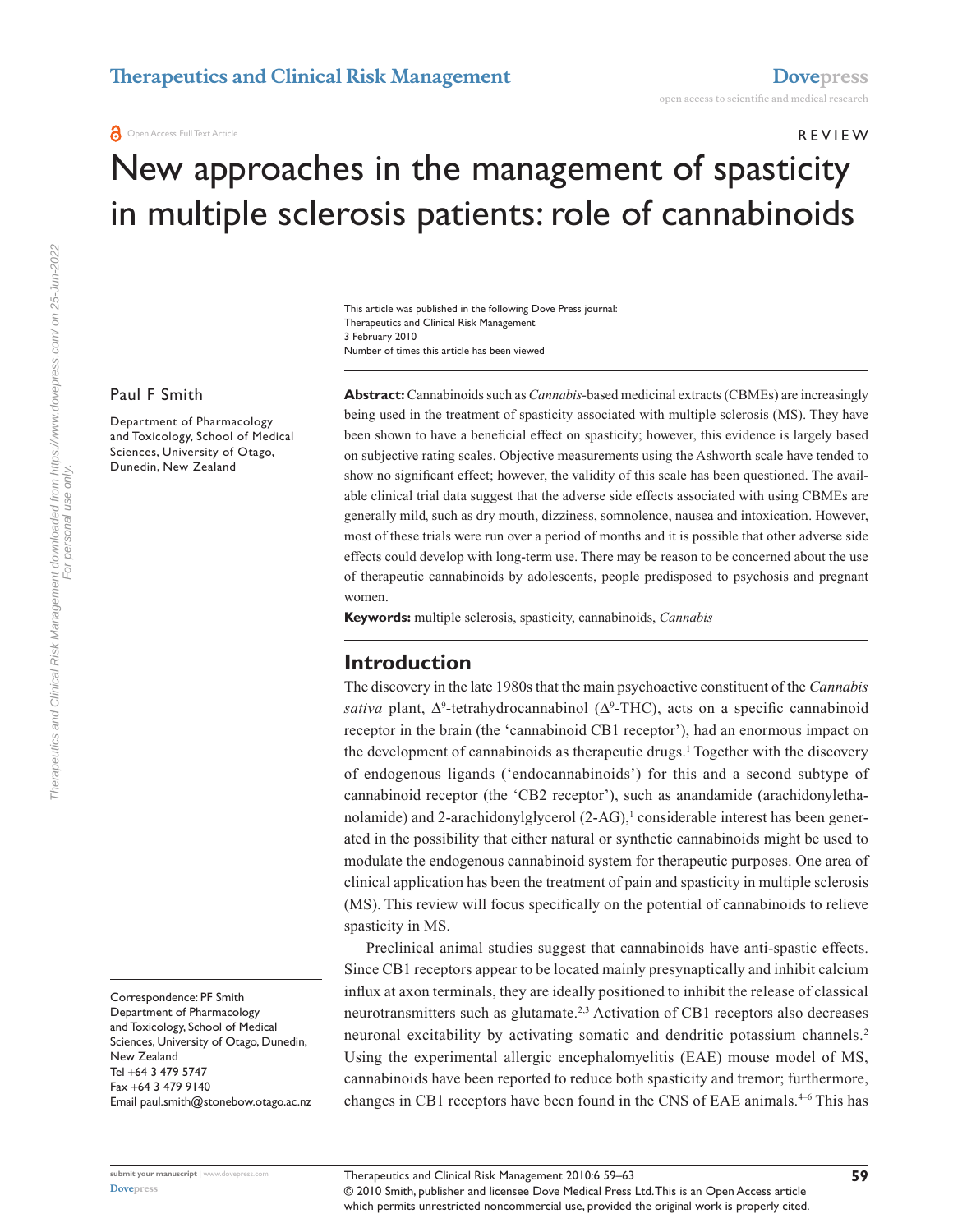Open Access Full Text Article

REVIEW

# New approaches in the management of spasticity in multiple sclerosis patients: role of cannabinoids

This article was published in the following Dove Press journal:
Therapeutics and Clinical Risk Management
3 February 2010
Number of times this article has been viewed

Paul F Smith

Department of Pharmacology and Toxicology, School of Medical Sciences, University of Otago, Dunedin, New Zealand

Correspondence: PF Smith
Department of Pharmacology and Toxicology, School of Medical Sciences, University of Otago, Dunedin, New Zealand
Tel +64 3 479 5747
Fax +64 3 479 9140
Email paul.smith@stonebow.otago.ac.nz

**Abstract:** Cannabinoids such as *Cannabis*-based medicinal extracts (CBMEs) are increasingly being used in the treatment of spasticity associated with multiple sclerosis (MS). They have been shown to have a beneficial effect on spasticity; however, this evidence is largely based on subjective rating scales. Objective measurements using the Ashworth scale have tended to show no significant effect; however, the validity of this scale has been questioned. The available clinical trial data suggest that the adverse side effects associated with using CBMEs are generally mild, such as dry mouth, dizziness, somnolence, nausea and intoxication. However, most of these trials were run over a period of months and it is possible that other adverse side effects could develop with long-term use. There may be reason to be concerned about the use of therapeutic cannabinoids by adolescents, people predisposed to psychosis and pregnant women.

**Keywords:** multiple sclerosis, spasticity, cannabinoids, *Cannabis*

## Introduction

The discovery in the late 1980s that the main psychoactive constituent of the *Cannabis sativa* plant, $\Delta^9$-tetrahydrocannabinol ($\Delta^9$-THC), acts on a specific cannabinoid receptor in the brain (the 'cannabinoid CB1 receptor'), had an enormous impact on the development of cannabinoids as therapeutic drugs.[1] Together with the discovery of endogenous ligands ('endocannabinoids') for this and a second subtype of cannabinoid receptor (the 'CB2 receptor'), such as anandamide (arachidonylethanolamide) and 2-arachidonylglycerol (2-AG),[1] considerable interest has been generated in the possibility that either natural or synthetic cannabinoids might be used to modulate the endogenous cannabinoid system for therapeutic purposes. One area of clinical application has been the treatment of pain and spasticity in multiple sclerosis (MS). This review will focus specifically on the potential of cannabinoids to relieve spasticity in MS.

Preclinical animal studies suggest that cannabinoids have anti-spastic effects. Since CB1 receptors appear to be located mainly presynaptically and inhibit calcium influx at axon terminals, they are ideally positioned to inhibit the release of classical neurotransmitters such as glutamate.[2,3] Activation of CB1 receptors also decreases neuronal excitability by activating somatic and dendritic potassium channels.[2] Using the experimental allergic encephalomyelitis (EAE) mouse model of MS, cannabinoids have been reported to reduce both spasticity and tremor; furthermore, changes in CB1 receptors have been found in the CNS of EAE animals.[4–6] This has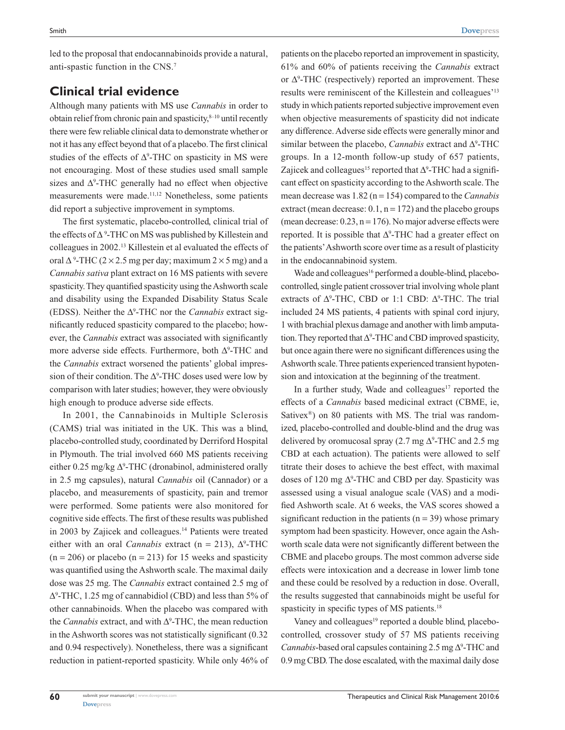led to the proposal that endocannabinoids provide a natural, anti-spastic function in the CNS.[7]

## Clinical trial evidence

Although many patients with MS use *Cannabis* in order to obtain relief from chronic pain and spasticity,[8–10] until recently there were few reliable clinical data to demonstrate whether or not it has any effect beyond that of a placebo. The first clinical studies of the effects of $\Delta^9$-THC on spasticity in MS were not encouraging. Most of these studies used small sample sizes and $\Delta^9$-THC generally had no effect when objective measurements were made.[11,12] Nonetheless, some patients did report a subjective improvement in symptoms.

The first systematic, placebo-controlled, clinical trial of the effects of $\Delta^9$-THC on MS was published by Killestein and colleagues in 2002.[13] Killestein et al evaluated the effects of oral $\Delta^9$-THC ($2 \times 2.5$ mg per day; maximum $2 \times 5$ mg) and a *Cannabis sativa* plant extract on 16 MS patients with severe spasticity. They quantified spasticity using the Ashworth scale and disability using the Expanded Disability Status Scale (EDSS). Neither the $\Delta^9$-THC nor the *Cannabis* extract significantly reduced spasticity compared to the placebo; however, the *Cannabis* extract was associated with significantly more adverse side effects. Furthermore, both $\Delta^9$-THC and the *Cannabis* extract worsened the patients' global impression of their condition. The $\Delta^9$-THC doses used were low by comparison with later studies; however, they were obviously high enough to produce adverse side effects.

In 2001, the Cannabinoids in Multiple Sclerosis (CAMS) trial was initiated in the UK. This was a blind, placebo-controlled study, coordinated by Derriford Hospital in Plymouth. The trial involved 660 MS patients receiving either 0.25 mg/kg $\Delta^9$-THC (dronabinol, administered orally in 2.5 mg capsules), natural *Cannabis* oil (Cannador) or a placebo, and measurements of spasticity, pain and tremor were performed. Some patients were also monitored for cognitive side effects. The first of these results was published in 2003 by Zajicek and colleagues.[14] Patients were treated either with an oral *Cannabis* extract (n = 213), $\Delta^9$-THC (n = 206) or placebo (n = 213) for 15 weeks and spasticity was quantified using the Ashworth scale. The maximal daily dose was 25 mg. The *Cannabis* extract contained 2.5 mg of $\Delta^9$-THC, 1.25 mg of cannabidiol (CBD) and less than 5% of other cannabinoids. When the placebo was compared with the *Cannabis* extract, and with $\Delta^9$-THC, the mean reduction in the Ashworth scores was not statistically significant (0.32 and 0.94 respectively). Nonetheless, there was a significant reduction in patient-reported spasticity. While only 46% of patients on the placebo reported an improvement in spasticity, 61% and 60% of patients receiving the *Cannabis* extract or $\Delta^9$-THC (respectively) reported an improvement. These results were reminiscent of the Killestein and colleagues'[13] study in which patients reported subjective improvement even when objective measurements of spasticity did not indicate any difference. Adverse side effects were generally minor and similar between the placebo, *Cannabis* extract and $\Delta^9$-THC groups. In a 12-month follow-up study of 657 patients, Zajicek and colleagues[15] reported that $\Delta^9$-THC had a significant effect on spasticity according to the Ashworth scale. The mean decrease was 1.82 (n = 154) compared to the *Cannabis* extract (mean decrease: 0.1, n = 172) and the placebo groups (mean decrease: 0.23, n = 176). No major adverse effects were reported. It is possible that $\Delta^9$-THC had a greater effect on the patients' Ashworth score over time as a result of plasticity in the endocannabinoid system.

Wade and colleagues[16] performed a double-blind, placebo-controlled, single patient crossover trial involving whole plant extracts of $\Delta^9$-THC, CBD or 1:1 CBD: $\Delta^9$-THC. The trial included 24 MS patients, 4 patients with spinal cord injury, 1 with brachial plexus damage and another with limb amputation. They reported that $\Delta^9$-THC and CBD improved spasticity, but once again there were no significant differences using the Ashworth scale. Three patients experienced transient hypotension and intoxication at the beginning of the treatment.

In a further study, Wade and colleagues[17] reported the effects of a *Cannabis* based medicinal extract (CBME, ie, Sativex®) on 80 patients with MS. The trial was randomized, placebo-controlled and double-blind and the drug was delivered by oromucosal spray (2.7 mg $\Delta^9$-THC and 2.5 mg CBD at each actuation). The patients were allowed to self titrate their doses to achieve the best effect, with maximal doses of 120 mg $\Delta^9$-THC and CBD per day. Spasticity was assessed using a visual analogue scale (VAS) and a modified Ashworth scale. At 6 weeks, the VAS scores showed a significant reduction in the patients (n = 39) whose primary symptom had been spasticity. However, once again the Ashworth scale data were not significantly different between the CBME and placebo groups. The most common adverse side effects were intoxication and a decrease in lower limb tone and these could be resolved by a reduction in dose. Overall, the results suggested that cannabinoids might be useful for spasticity in specific types of MS patients.[18]

Vaney and colleagues[19] reported a double blind, placebo-controlled, crossover study of 57 MS patients receiving *Cannabis*-based oral capsules containing 2.5 mg $\Delta^9$-THC and 0.9 mg CBD. The dose escalated, with the maximal daily dose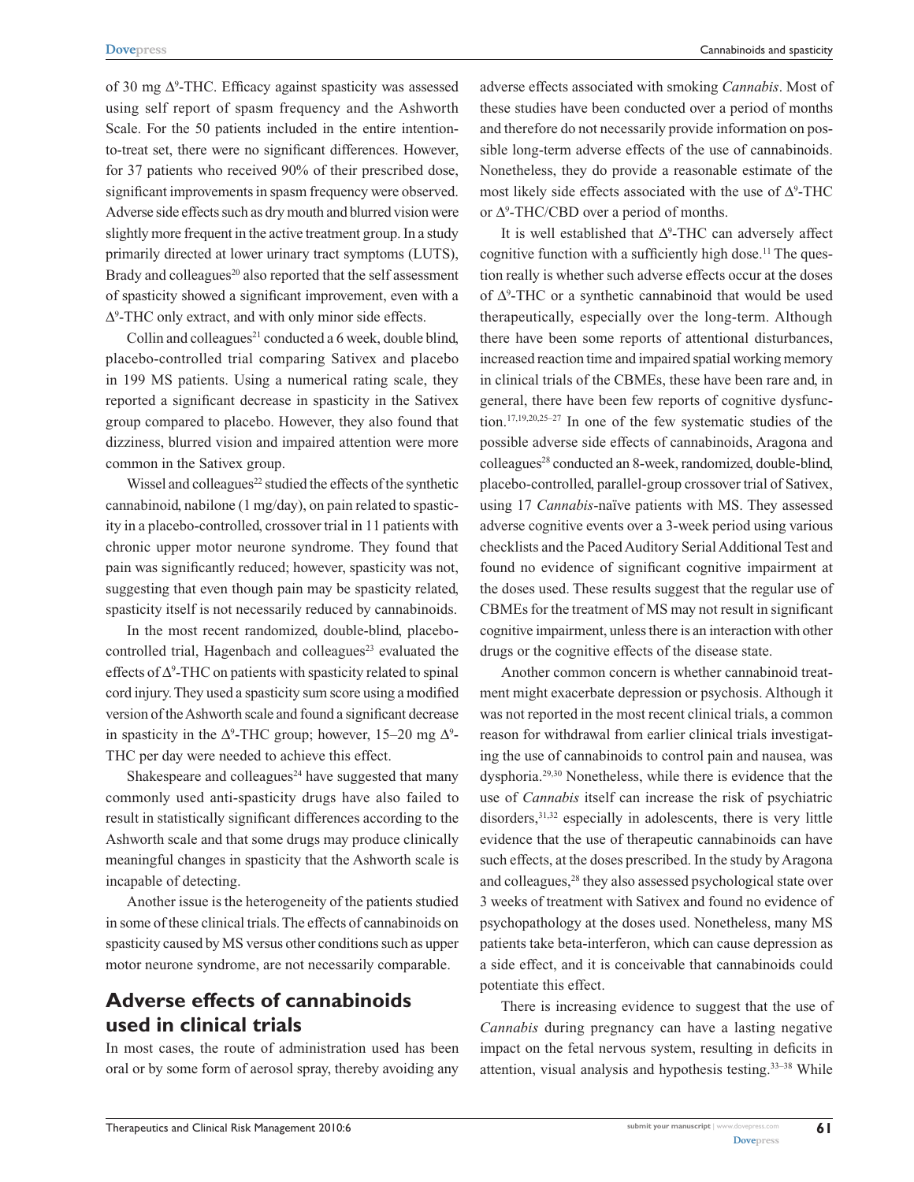of 30 mg $\Delta^9$-THC. Efficacy against spasticity was assessed using self report of spasm frequency and the Ashworth Scale. For the 50 patients included in the entire intention-to-treat set, there were no significant differences. However, for 37 patients who received 90% of their prescribed dose, significant improvements in spasm frequency were observed. Adverse side effects such as dry mouth and blurred vision were slightly more frequent in the active treatment group. In a study primarily directed at lower urinary tract symptoms (LUTS), Brady and colleagues[20] also reported that the self assessment of spasticity showed a significant improvement, even with a $\Delta^9$-THC only extract, and with only minor side effects.

Collin and colleagues[21] conducted a 6 week, double blind, placebo-controlled trial comparing Sativex and placebo in 199 MS patients. Using a numerical rating scale, they reported a significant decrease in spasticity in the Sativex group compared to placebo. However, they also found that dizziness, blurred vision and impaired attention were more common in the Sativex group.

Wissel and colleagues[22] studied the effects of the synthetic cannabinoid, nabilone (1 mg/day), on pain related to spasticity in a placebo-controlled, crossover trial in 11 patients with chronic upper motor neurone syndrome. They found that pain was significantly reduced; however, spasticity was not, suggesting that even though pain may be spasticity related, spasticity itself is not necessarily reduced by cannabinoids.

In the most recent randomized, double-blind, placebo-controlled trial, Hagenbach and colleagues[23] evaluated the effects of $\Delta^9$-THC on patients with spasticity related to spinal cord injury. They used a spasticity sum score using a modified version of the Ashworth scale and found a significant decrease in spasticity in the $\Delta^9$-THC group; however, 15–20 mg $\Delta^9$-THC per day were needed to achieve this effect.

Shakespeare and colleagues[24] have suggested that many commonly used anti-spasticity drugs have also failed to result in statistically significant differences according to the Ashworth scale and that some drugs may produce clinically meaningful changes in spasticity that the Ashworth scale is incapable of detecting.

Another issue is the heterogeneity of the patients studied in some of these clinical trials. The effects of cannabinoids on spasticity caused by MS versus other conditions such as upper motor neurone syndrome, are not necessarily comparable.

## Adverse effects of cannabinoids used in clinical trials

In most cases, the route of administration used has been oral or by some form of aerosol spray, thereby avoiding any adverse effects associated with smoking *Cannabis*. Most of these studies have been conducted over a period of months and therefore do not necessarily provide information on possible long-term adverse effects of the use of cannabinoids. Nonetheless, they do provide a reasonable estimate of the most likely side effects associated with the use of $\Delta^9$-THC or $\Delta^9$-THC/CBD over a period of months.

It is well established that $\Delta^9$-THC can adversely affect cognitive function with a sufficiently high dose.[11] The question really is whether such adverse effects occur at the doses of $\Delta^9$-THC or a synthetic cannabinoid that would be used therapeutically, especially over the long-term. Although there have been some reports of attentional disturbances, increased reaction time and impaired spatial working memory in clinical trials of the CBMEs, these have been rare and, in general, there have been few reports of cognitive dysfunction.[17,19,20,25–27] In one of the few systematic studies of the possible adverse side effects of cannabinoids, Aragona and colleagues[28] conducted an 8-week, randomized, double-blind, placebo-controlled, parallel-group crossover trial of Sativex, using 17 *Cannabis*-naïve patients with MS. They assessed adverse cognitive events over a 3-week period using various checklists and the Paced Auditory Serial Additional Test and found no evidence of significant cognitive impairment at the doses used. These results suggest that the regular use of CBMEs for the treatment of MS may not result in significant cognitive impairment, unless there is an interaction with other drugs or the cognitive effects of the disease state.

Another common concern is whether cannabinoid treatment might exacerbate depression or psychosis. Although it was not reported in the most recent clinical trials, a common reason for withdrawal from earlier clinical trials investigating the use of cannabinoids to control pain and nausea, was dysphoria.[29,30] Nonetheless, while there is evidence that the use of *Cannabis* itself can increase the risk of psychiatric disorders,[31,32] especially in adolescents, there is very little evidence that the use of therapeutic cannabinoids can have such effects, at the doses prescribed. In the study by Aragona and colleagues,[28] they also assessed psychological state over 3 weeks of treatment with Sativex and found no evidence of psychopathology at the doses used. Nonetheless, many MS patients take beta-interferon, which can cause depression as a side effect, and it is conceivable that cannabinoids could potentiate this effect.

There is increasing evidence to suggest that the use of *Cannabis* during pregnancy can have a lasting negative impact on the fetal nervous system, resulting in deficits in attention, visual analysis and hypothesis testing.[33–38] While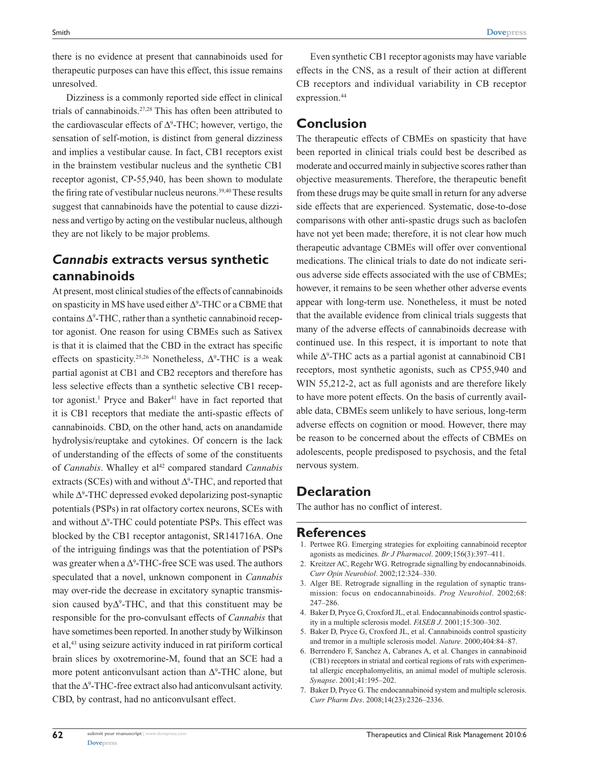there is no evidence at present that cannabinoids used for therapeutic purposes can have this effect, this issue remains unresolved.

Dizziness is a commonly reported side effect in clinical trials of cannabinoids.[27,28] This has often been attributed to the cardiovascular effects of $\Delta^9$-THC; however, vertigo, the sensation of self-motion, is distinct from general dizziness and implies a vestibular cause. In fact, CB1 receptors exist in the brainstem vestibular nucleus and the synthetic CB1 receptor agonist, CP-55,940, has been shown to modulate the firing rate of vestibular nucleus neurons.[39,40] These results suggest that cannabinoids have the potential to cause dizziness and vertigo by acting on the vestibular nucleus, although they are not likely to be major problems.

## *Cannabis* extracts versus synthetic cannabinoids

At present, most clinical studies of the effects of cannabinoids on spasticity in MS have used either $\Delta^9$-THC or a CBME that contains $\Delta^9$-THC, rather than a synthetic cannabinoid receptor agonist. One reason for using CBMEs such as Sativex is that it is claimed that the CBD in the extract has specific effects on spasticity.[25,26] Nonetheless, $\Delta^9$-THC is a weak partial agonist at CB1 and CB2 receptors and therefore has less selective effects than a synthetic selective CB1 receptor agonist.[1] Pryce and Baker[41] have in fact reported that it is CB1 receptors that mediate the anti-spastic effects of cannabinoids. CBD, on the other hand, acts on anandamide hydrolysis/reuptake and cytokines. Of concern is the lack of understanding of the effects of some of the constituents of *Cannabis*. Whalley et al[42] compared standard *Cannabis* extracts (SCEs) with and without $\Delta^9$-THC, and reported that while $\Delta^9$-THC depressed evoked depolarizing post-synaptic potentials (PSPs) in rat olfactory cortex neurons, SCEs with and without $\Delta^9$-THC could potentiate PSPs. This effect was blocked by the CB1 receptor antagonist, SR141716A. One of the intriguing findings was that the potentiation of PSPs was greater when a $\Delta^9$-THC-free SCE was used. The authors speculated that a novel, unknown component in *Cannabis* may over-ride the decrease in excitatory synaptic transmission caused by $\Delta^9$-THC, and that this constituent may be responsible for the pro-convulsant effects of *Cannabis* that have sometimes been reported. In another study by Wilkinson et al,[43] using seizure activity induced in rat piriform cortical brain slices by oxotremorine-M, found that an SCE had a more potent anticonvulsant action than $\Delta^9$-THC alone, but that the $\Delta^9$-THC-free extract also had anticonvulsant activity. CBD, by contrast, had no anticonvulsant effect.

Even synthetic CB1 receptor agonists may have variable effects in the CNS, as a result of their action at different CB receptors and individual variability in CB receptor expression.[44]

## Conclusion

The therapeutic effects of CBMEs on spasticity that have been reported in clinical trials could best be described as moderate and occurred mainly in subjective scores rather than objective measurements. Therefore, the therapeutic benefit from these drugs may be quite small in return for any adverse side effects that are experienced. Systematic, dose-to-dose comparisons with other anti-spastic drugs such as baclofen have not yet been made; therefore, it is not clear how much therapeutic advantage CBMEs will offer over conventional medications. The clinical trials to date do not indicate serious adverse side effects associated with the use of CBMEs; however, it remains to be seen whether other adverse events appear with long-term use. Nonetheless, it must be noted that the available evidence from clinical trials suggests that many of the adverse effects of cannabinoids decrease with continued use. In this respect, it is important to note that while $\Delta^9$-THC acts as a partial agonist at cannabinoid CB1 receptors, most synthetic agonists, such as CP55,940 and WIN 55,212-2, act as full agonists and are therefore likely to have more potent effects. On the basis of currently available data, CBMEs seem unlikely to have serious, long-term adverse effects on cognition or mood. However, there may be reason to be concerned about the effects of CBMEs on adolescents, people predisposed to psychosis, and the fetal nervous system.

## Declaration

The author has no conflict of interest.

## References

1. Pertwee RG. Emerging strategies for exploiting cannabinoid receptor agonists as medicines. *Br J Pharmacol*. 2009;156(3):397–411.
2. Kreitzer AC, Regehr WG. Retrograde signalling by endocannabinoids. *Curr Opin Neurobiol*. 2002;12:324–330.
3. Alger BE. Retrograde signalling in the regulation of synaptic transmission: focus on endocannabinoids. *Prog Neurobiol*. 2002;68: 247–286.
4. Baker D, Pryce G, Croxford JL, et al. Endocannabinoids control spasticity in a multiple sclerosis model. *FASEB J*. 2001;15:300–302.
5. Baker D, Pryce G, Croxford JL, et al. Cannabinoids control spasticity and tremor in a multiple sclerosis model. *Nature*. 2000;404:84–87.
6. Berrendero F, Sanchez A, Cabranes A, et al. Changes in cannabinoid (CB1) receptors in striatal and cortical regions of rats with experimental allergic encephalomyelitis, an animal model of multiple sclerosis. *Synapse*. 2001;41:195–202.
7. Baker D, Pryce G. The endocannabinoid system and multiple sclerosis. *Curr Pharm Des*. 2008;14(23):2326–2336.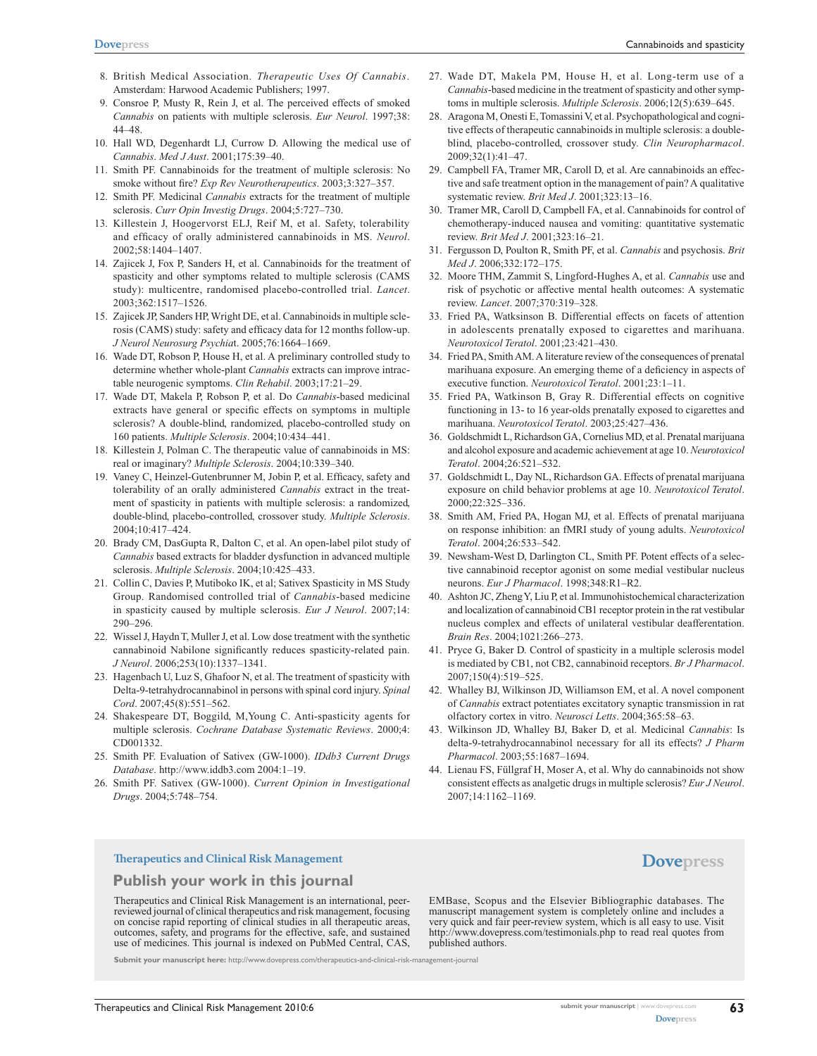8. British Medical Association. *Therapeutic Uses Of Cannabis*. Amsterdam: Harwood Academic Publishers; 1997.
9. Consroe P, Musty R, Rein J, et al. The perceived effects of smoked *Cannabis* on patients with multiple sclerosis. *Eur Neurol*. 1997;38:44–48.
10. Hall WD, Degenhardt LJ, Currow D. Allowing the medical use of *Cannabis*. *Med J Aust*. 2001;175:39–40.
11. Smith PF. Cannabinoids for the treatment of multiple sclerosis: No smoke without fire? *Exp Rev Neurotherapeutics*. 2003;3:327–357.
12. Smith PF. Medicinal *Cannabis* extracts for the treatment of multiple sclerosis. *Curr Opin Investig Drugs*. 2004;5:727–730.
13. Killestein J, Hoogervorst ELJ, Reif M, et al. Safety, tolerability and efficacy of orally administered cannabinoids in MS. *Neurol*. 2002;58:1404–1407.
14. Zajicek J, Fox P, Sanders H, et al. Cannabinoids for the treatment of spasticity and other symptoms related to multiple sclerosis (CAMS study): multicentre, randomised placebo-controlled trial. *Lancet*. 2003;362:1517–1526.
15. Zajicek JP, Sanders HP, Wright DE, et al. Cannabinoids in multiple sclerosis (CAMS) study: safety and efficacy data for 12 months follow-up. *J Neurol Neurosurg Psychiat*. 2005;76:1664–1669.
16. Wade DT, Robson P, House H, et al. A preliminary controlled study to determine whether whole-plant *Cannabis* extracts can improve intractable neurogenic symptoms. *Clin Rehabil*. 2003;17:21–29.
17. Wade DT, Makela P, Robson P, et al. Do *Cannabis*-based medicinal extracts have general or specific effects on symptoms in multiple sclerosis? A double-blind, randomized, placebo-controlled study on 160 patients. *Multiple Sclerosis*. 2004;10:434–441.
18. Killestein J, Polman C. The therapeutic value of cannabinoids in MS: real or imaginary? *Multiple Sclerosis*. 2004;10:339–340.
19. Vaney C, Heinzel-Gutenbrunner M, Jobin P, et al. Efficacy, safety and tolerability of an orally administered *Cannabis* extract in the treatment of spasticity in patients with multiple sclerosis: a randomized, double-blind, placebo-controlled, crossover study. *Multiple Sclerosis*. 2004;10:417–424.
20. Brady CM, DasGupta R, Dalton C, et al. An open-label pilot study of *Cannabis* based extracts for bladder dysfunction in advanced multiple sclerosis. *Multiple Sclerosis*. 2004;10:425–433.
21. Collin C, Davies P, Mutiboko IK, et al; Sativex Spasticity in MS Study Group. Randomised controlled trial of *Cannabis*-based medicine in spasticity caused by multiple sclerosis. *Eur J Neurol*. 2007;14:290–296.
22. Wissel J, Haydn T, Muller J, et al. Low dose treatment with the synthetic cannabinoid Nabilone significantly reduces spasticity-related pain. *J Neurol*. 2006;253(10):1337–1341.
23. Hagenbach U, Luz S, Ghafoor N, et al. The treatment of spasticity with Delta-9-tetrahydrocannabinol in persons with spinal cord injury. *Spinal Cord*. 2007;45(8):551–562.
24. Shakespeare DT, Boggild, M,Young C. Anti-spasticity agents for multiple sclerosis. *Cochrane Database Systematic Reviews*. 2000;4:CD001332.
25. Smith PF. Evaluation of Sativex (GW-1000). *IDdb3 Current Drugs Database*. http://www.iddb3.com 2004:1–19.
26. Smith PF. Sativex (GW-1000). *Current Opinion in Investigational Drugs*. 2004;5:748–754.
27. Wade DT, Makela PM, House H, et al. Long-term use of a *Cannabis*-based medicine in the treatment of spasticity and other symptoms in multiple sclerosis. *Multiple Sclerosis*. 2006;12(5):639–645.
28. Aragona M, Onesti E, Tomassini V, et al. Psychopathological and cognitive effects of therapeutic cannabinoids in multiple sclerosis: a double-blind, placebo-controlled, crossover study. *Clin Neuropharmacol*. 2009;32(1):41–47.
29. Campbell FA, Tramer MR, Caroll D, et al. Are cannabinoids an effective and safe treatment option in the management of pain? A qualitative systematic review. *Brit Med J*. 2001;323:13–16.
30. Tramer MR, Caroll D, Campbell FA, et al. Cannabinoids for control of chemotherapy-induced nausea and vomiting: quantitative systematic review. *Brit Med J*. 2001;323:16–21.
31. Fergusson D, Poulton R, Smith PF, et al. *Cannabis* and psychosis. *Brit Med J*. 2006;332:172–175.
32. Moore THM, Zammit S, Lingford-Hughes A, et al. *Cannabis* use and risk of psychotic or affective mental health outcomes: A systematic review. *Lancet*. 2007;370:319–328.
33. Fried PA, Watksinson B. Differential effects on facets of attention in adolescents prenatally exposed to cigarettes and marihuana. *Neurotoxicol Teratol*. 2001;23:421–430.
34. Fried PA, Smith AM. A literature review of the consequences of prenatal marihuana exposure. An emerging theme of a deficiency in aspects of executive function. *Neurotoxicol Teratol*. 2001;23:1–11.
35. Fried PA, Watkinson B, Gray R. Differential effects on cognitive functioning in 13- to 16 year-olds prenatally exposed to cigarettes and marihuana. *Neurotoxicol Teratol*. 2003;25:427–436.
36. Goldschmidt L, Richardson GA, Cornelius MD, et al. Prenatal marijuana and alcohol exposure and academic achievement at age 10. *Neurotoxicol Teratol*. 2004;26:521–532.
37. Goldschmidt L, Day NL, Richardson GA. Effects of prenatal marijuana exposure on child behavior problems at age 10. *Neurotoxicol Teratol*. 2000;22:325–336.
38. Smith AM, Fried PA, Hogan MJ, et al. Effects of prenatal marijuana on response inhibition: an fMRI study of young adults. *Neurotoxicol Teratol*. 2004;26:533–542.
39. Newsham-West D, Darlington CL, Smith PF. Potent effects of a selective cannabinoid receptor agonist on some medial vestibular nucleus neurons. *Eur J Pharmacol*. 1998;348:R1–R2.
40. Ashton JC, Zheng Y, Liu P, et al. Immunohistochemical characterization and localization of cannabinoid CB1 receptor protein in the rat vestibular nucleus complex and effects of unilateral vestibular deafferentation. *Brain Res*. 2004;1021:266–273.
41. Pryce G, Baker D. Control of spasticity in a multiple sclerosis model is mediated by CB1, not CB2, cannabinoid receptors. *Br J Pharmacol*. 2007;150(4):519–525.
42. Whalley BJ, Wilkinson JD, Williamson EM, et al. A novel component of *Cannabis* extract potentiates excitatory synaptic transmission in rat olfactory cortex in vitro. *Neurosci Letts*. 2004;365:58–63.
43. Wilkinson JD, Whalley BJ, Baker D, et al. Medicinal *Cannabis*: Is delta-9-tetrahydrocannabinol necessary for all its effects? *J Pharm Pharmacol*. 2003;55:1687–1694.
44. Lienau FS, Füllgraf H, Moser A, et al. Why do cannabinoids not show consistent effects as analgetic drugs in multiple sclerosis? *Eur J Neurol*. 2007;14:1162–1169.

**Therapeutics and Clinical Risk Management**

## Publish your work in this journal

Therapeutics and Clinical Risk Management is an international, peer-reviewed journal of clinical therapeutics and risk management, focusing on concise rapid reporting of clinical studies in all therapeutic areas, outcomes, safety, and programs for the effective, safe, and sustained use of medicines. This journal is indexed on PubMed Central, CAS, EMBase, Scopus and the Elsevier Bibliographic databases. The manuscript management system is completely online and includes a very quick and fair peer-review system, which is all easy to use. Visit http://www.dovepress.com/testimonials.php to read real quotes from published authors.

**Submit your manuscript here:** http://www.dovepress.com/therapeutics-and-clinical-risk-management-journal